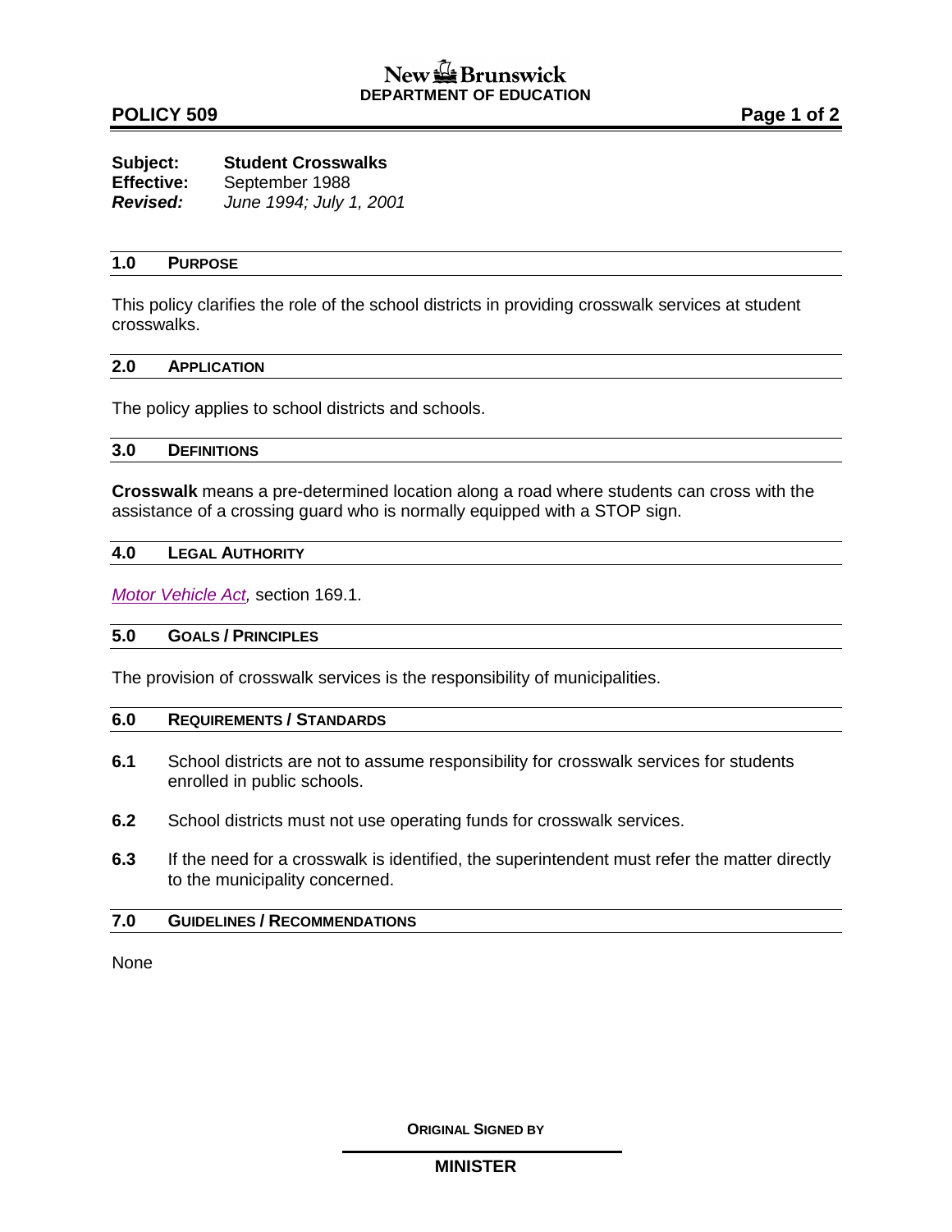New Brunswick
**DEPARTMENT OF EDUCATION**

**POLICY 509**

**Subject:** **Student Crosswalks**
**Effective:** September 1988
***Revised:*** *June 1994; July 1, 2001*

## 1.0 PURPOSE

This policy clarifies the role of the school districts in providing crosswalk services at student crosswalks.

## 2.0 APPLICATION

The policy applies to school districts and schools.

## 3.0 DEFINITIONS

**Crosswalk** means a pre-determined location along a road where students can cross with the assistance of a crossing guard who is normally equipped with a STOP sign.

## 4.0 LEGAL AUTHORITY

*Motor Vehicle Act,* section 169.1.

## 5.0 GOALS / PRINCIPLES

The provision of crosswalk services is the responsibility of municipalities.

## 6.0 REQUIREMENTS / STANDARDS

**6.1** School districts are not to assume responsibility for crosswalk services for students enrolled in public schools.

**6.2** School districts must not use operating funds for crosswalk services.

**6.3** If the need for a crosswalk is identified, the superintendent must refer the matter directly to the municipality concerned.

## 7.0 GUIDELINES / RECOMMENDATIONS

None

**ORIGINAL SIGNED BY**

**MINISTER**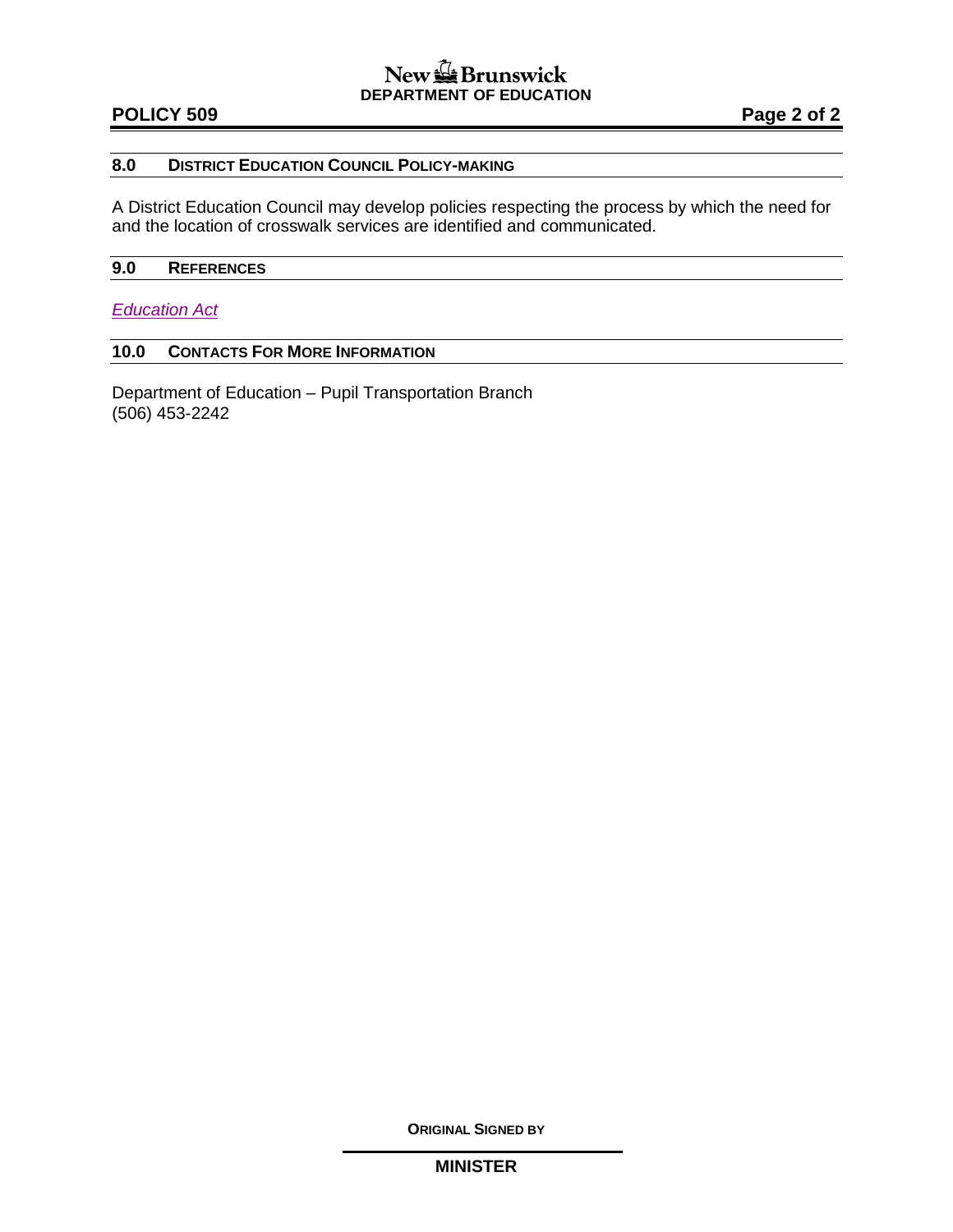## 8.0 DISTRICT EDUCATION COUNCIL POLICY-MAKING

A District Education Council may develop policies respecting the process by which the need for and the location of crosswalk services are identified and communicated.

## 9.0 REFERENCES

*Education Act*

## 10.0 CONTACTS FOR MORE INFORMATION

Department of Education – Pupil Transportation Branch
(506) 453-2242

**ORIGINAL SIGNED BY**

**MINISTER**